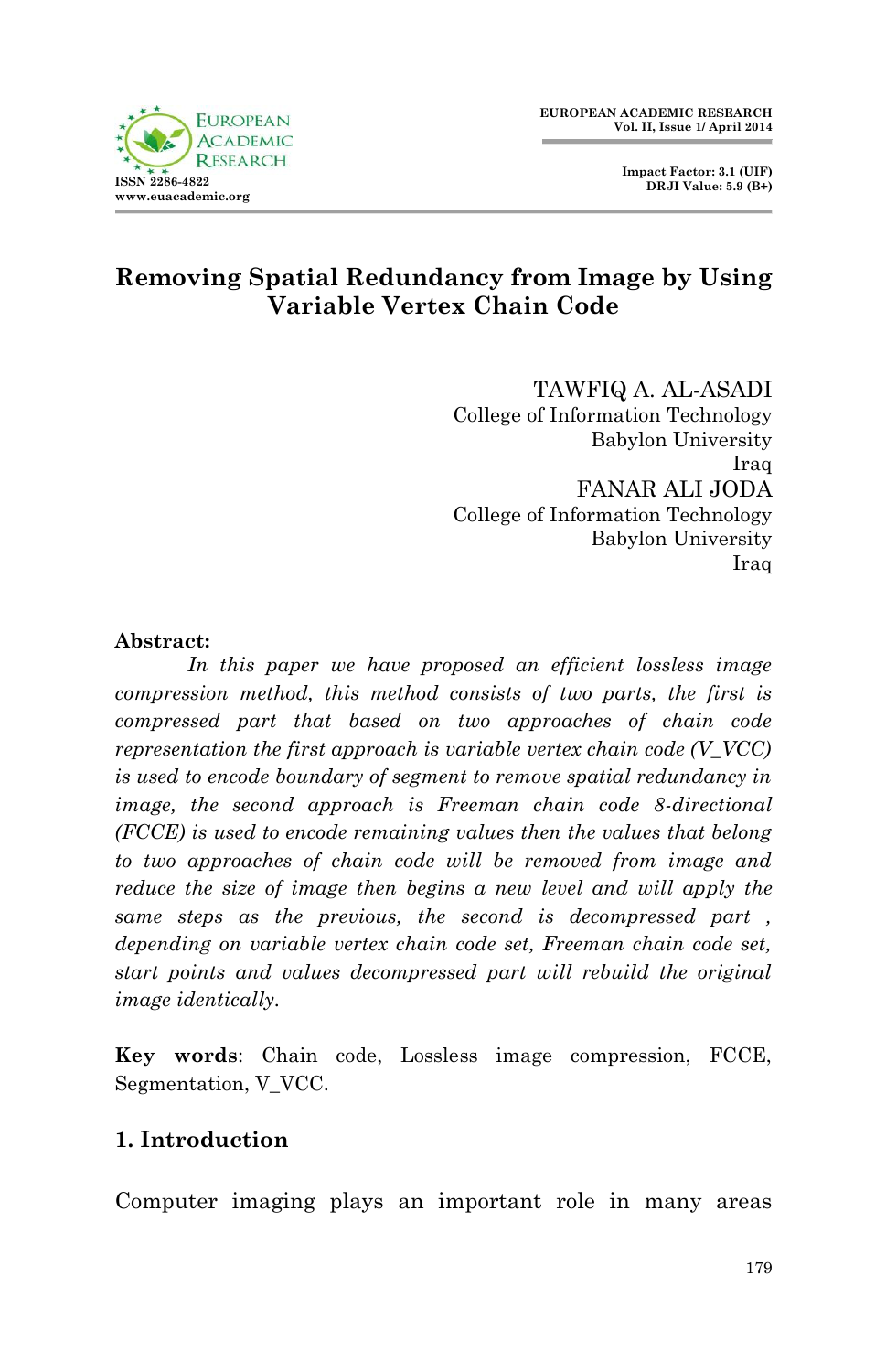# Removing Spatial Redundancy from Image by Using Variable Vertex Chain Code

TAWFIQ A. AL-ASADI
College of Information Technology
Babylon University
Iraq

FANAR ALI JODA
College of Information Technology
Babylon University
Iraq

**Abstract:**

*In this paper we have proposed an efficient lossless image compression method, this method consists of two parts, the first is compressed part that based on two approaches of chain code representation the first approach is variable vertex chain code (V_VCC) is used to encode boundary of segment to remove spatial redundancy in image, the second approach is Freeman chain code 8-directional (FCCE) is used to encode remaining values then the values that belong to two approaches of chain code will be removed from image and reduce the size of image then begins a new level and will apply the same steps as the previous, the second is decompressed part , depending on variable vertex chain code set, Freeman chain code set, start points and values decompressed part will rebuild the original image identically.*

**Key words**: Chain code, Lossless image compression, FCCE, Segmentation, V_VCC.

## 1. Introduction

Computer imaging plays an important role in many areas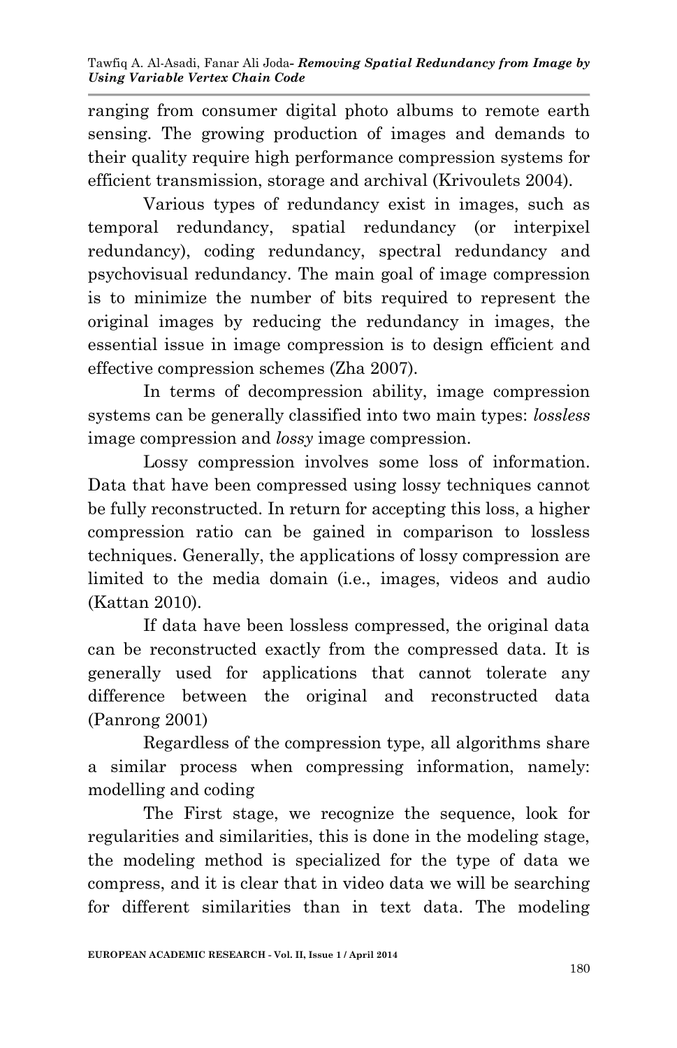ranging from consumer digital photo albums to remote earth sensing. The growing production of images and demands to their quality require high performance compression systems for efficient transmission, storage and archival (Krivoulets 2004).

Various types of redundancy exist in images, such as temporal redundancy, spatial redundancy (or interpixel redundancy), coding redundancy, spectral redundancy and psychovisual redundancy. The main goal of image compression is to minimize the number of bits required to represent the original images by reducing the redundancy in images, the essential issue in image compression is to design efficient and effective compression schemes (Zha 2007).

In terms of decompression ability, image compression systems can be generally classified into two main types: *lossless* image compression and *lossy* image compression.

Lossy compression involves some loss of information. Data that have been compressed using lossy techniques cannot be fully reconstructed. In return for accepting this loss, a higher compression ratio can be gained in comparison to lossless techniques. Generally, the applications of lossy compression are limited to the media domain (i.e., images, videos and audio (Kattan 2010).

If data have been lossless compressed, the original data can be reconstructed exactly from the compressed data. It is generally used for applications that cannot tolerate any difference between the original and reconstructed data (Panrong 2001)

Regardless of the compression type, all algorithms share a similar process when compressing information, namely: modelling and coding

The First stage, we recognize the sequence, look for regularities and similarities, this is done in the modeling stage, the modeling method is specialized for the type of data we compress, and it is clear that in video data we will be searching for different similarities than in text data. The modeling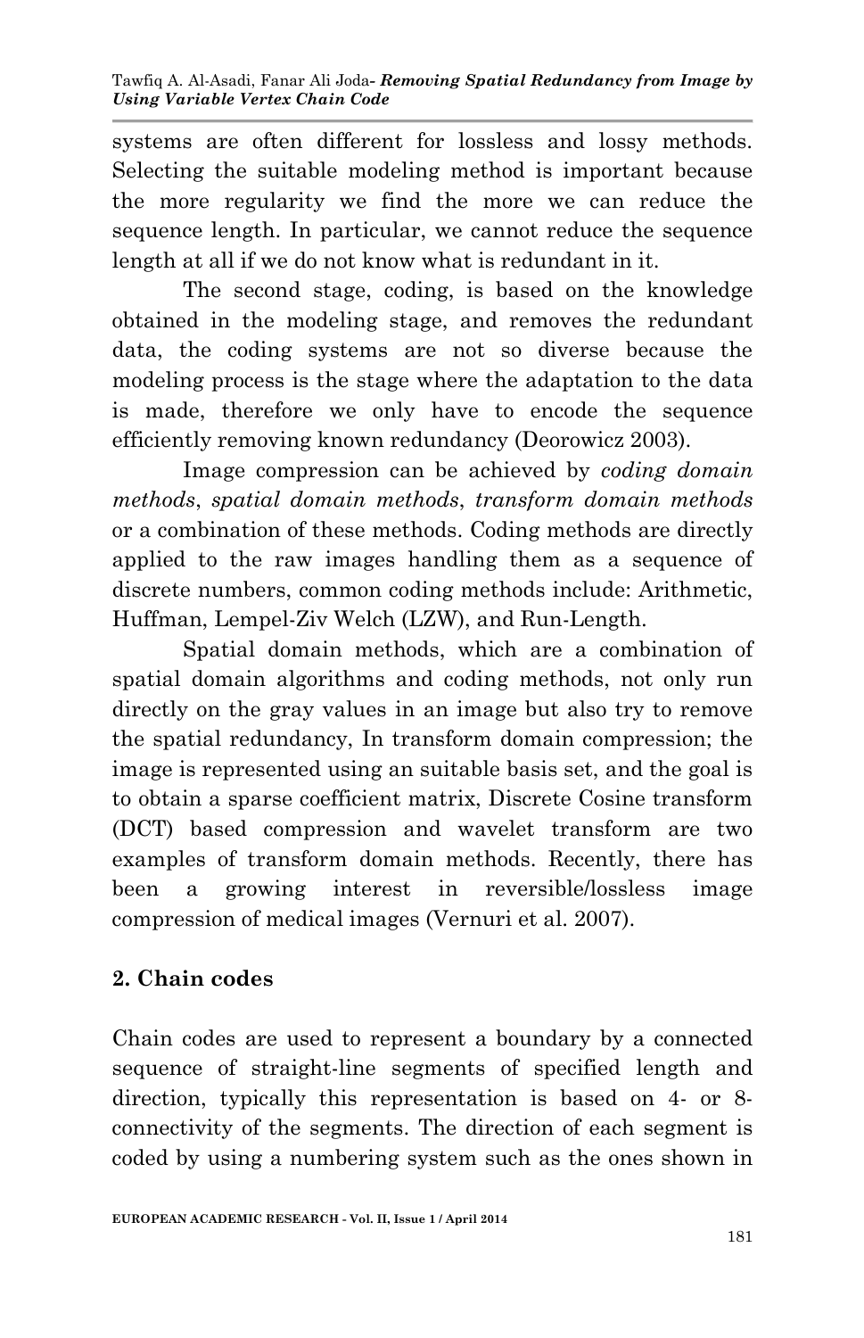systems are often different for lossless and lossy methods. Selecting the suitable modeling method is important because the more regularity we find the more we can reduce the sequence length. In particular, we cannot reduce the sequence length at all if we do not know what is redundant in it.

The second stage, coding, is based on the knowledge obtained in the modeling stage, and removes the redundant data, the coding systems are not so diverse because the modeling process is the stage where the adaptation to the data is made, therefore we only have to encode the sequence efficiently removing known redundancy (Deorowicz 2003).

Image compression can be achieved by *coding domain methods*, *spatial domain methods*, *transform domain methods* or a combination of these methods. Coding methods are directly applied to the raw images handling them as a sequence of discrete numbers, common coding methods include: Arithmetic, Huffman, Lempel-Ziv Welch (LZW), and Run-Length.

Spatial domain methods, which are a combination of spatial domain algorithms and coding methods, not only run directly on the gray values in an image but also try to remove the spatial redundancy, In transform domain compression; the image is represented using an suitable basis set, and the goal is to obtain a sparse coefficient matrix, Discrete Cosine transform (DCT) based compression and wavelet transform are two examples of transform domain methods. Recently, there has been a growing interest in reversible/lossless image compression of medical images (Vernuri et al. 2007).

## 2. Chain codes

Chain codes are used to represent a boundary by a connected sequence of straight-line segments of specified length and direction, typically this representation is based on 4- or 8-connectivity of the segments. The direction of each segment is coded by using a numbering system such as the ones shown in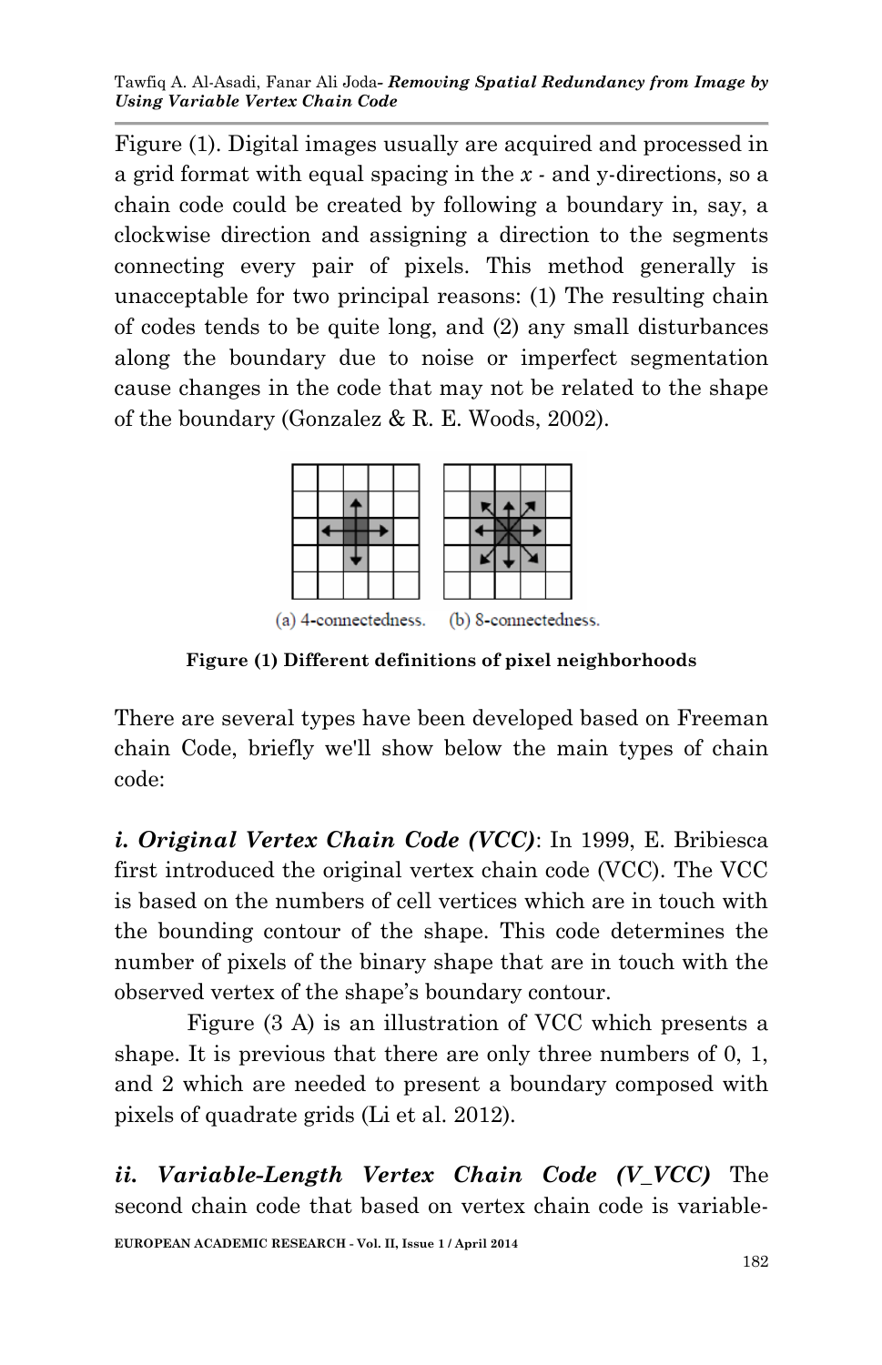Figure (1). Digital images usually are acquired and processed in a grid format with equal spacing in the *x* - and y-directions, so a chain code could be created by following a boundary in, say, a clockwise direction and assigning a direction to the segments connecting every pair of pixels. This method generally is unacceptable for two principal reasons: (1) The resulting chain of codes tends to be quite long, and (2) any small disturbances along the boundary due to noise or imperfect segmentation cause changes in the code that may not be related to the shape of the boundary (Gonzalez & R. E. Woods, 2002).

(a) 4-connectedness. (b) 8-connectedness.

**Figure (1) Different definitions of pixel neighborhoods**

There are several types have been developed based on Freeman chain Code, briefly we'll show below the main types of chain code:

***i. Original Vertex Chain Code (VCC)***: In 1999, E. Bribiesca first introduced the original vertex chain code (VCC). The VCC is based on the numbers of cell vertices which are in touch with the bounding contour of the shape. This code determines the number of pixels of the binary shape that are in touch with the observed vertex of the shape's boundary contour.

Figure (3 A) is an illustration of VCC which presents a shape. It is previous that there are only three numbers of 0, 1, and 2 which are needed to present a boundary composed with pixels of quadrate grids (Li et al. 2012).

***ii. Variable-Length Vertex Chain Code (V_VCC)*** The second chain code that based on vertex chain code is variable-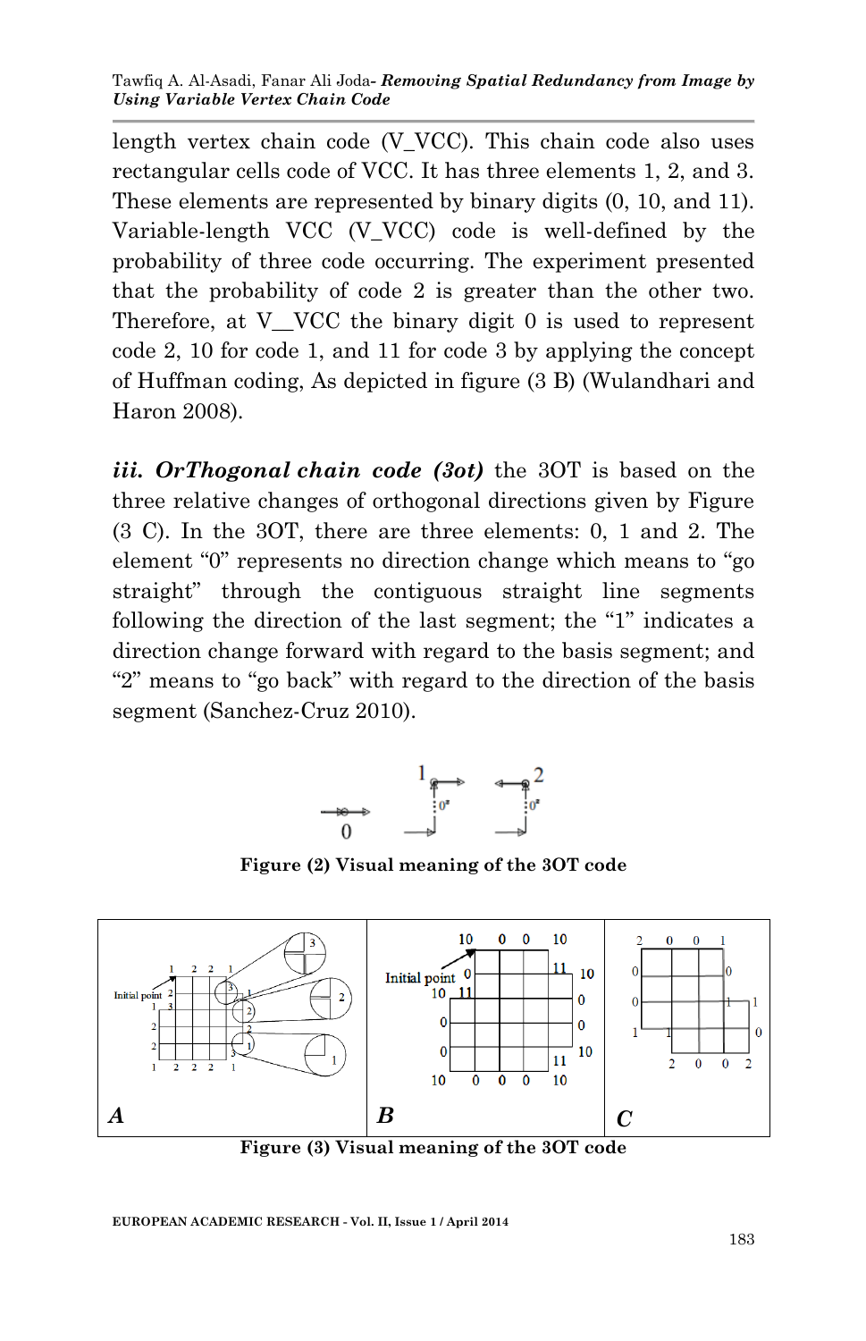length vertex chain code (V_VCC). This chain code also uses rectangular cells code of VCC. It has three elements 1, 2, and 3. These elements are represented by binary digits (0, 10, and 11). Variable-length VCC (V_VCC) code is well-defined by the probability of three code occurring. The experiment presented that the probability of code 2 is greater than the other two. Therefore, at V__VCC the binary digit 0 is used to represent code 2, 10 for code 1, and 11 for code 3 by applying the concept of Huffman coding, As depicted in figure (3 B) (Wulandhari and Haron 2008).

***iii. OrThogonal chain code (3ot)*** the 3OT is based on the three relative changes of orthogonal directions given by Figure (3 C). In the 3OT, there are three elements: 0, 1 and 2. The element "0" represents no direction change which means to "go straight" through the contiguous straight line segments following the direction of the last segment; the "1" indicates a direction change forward with regard to the basis segment; and "2" means to "go back" with regard to the direction of the basis segment (Sanchez-Cruz 2010).

**Figure (2) Visual meaning of the 3OT code**

**Figure (3) Visual meaning of the 3OT code**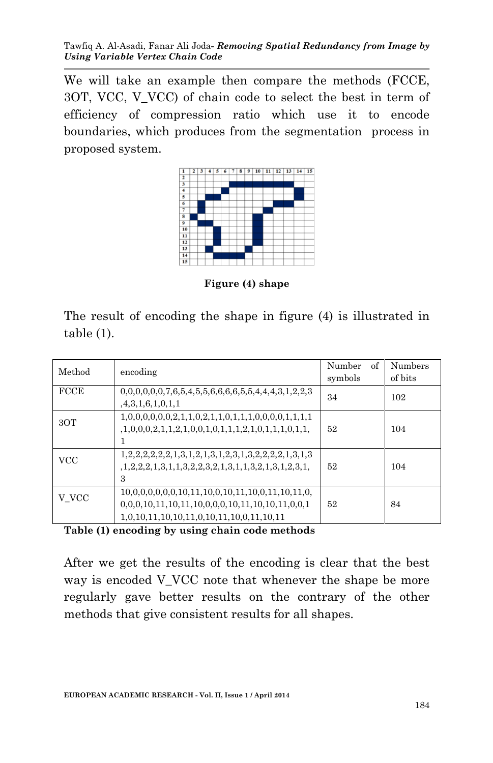We will take an example then compare the methods (FCCE, 3OT, VCC, V_VCC) of chain code to select the best in term of efficiency of compression ratio which use it to encode boundaries, which produces from the segmentation process in proposed system.

**Figure (4) shape**

The result of encoding the shape in figure (4) is illustrated in table (1).

| Method | encoding | Number of symbols | Numbers of bits |
|---|---|---|---|
| FCCE | 0,0,0,0,0,0,7,6,5,4,5,5,6,6,6,6,5,5,4,4,4,3,1,2,2,3,4,3,1,6,1,0,1,1 | 34 | 102 |
| 3OT | 1,0,0,0,0,0,0,2,1,1,0,2,1,1,0,1,1,1,0,0,0,0,1,1,1,1,1,0,0,0,2,1,1,2,1,0,0,1,0,1,1,1,2,1,0,1,1,1,0,1,1,1 | 52 | 104 |
| VCC | 1,2,2,2,2,2,2,1,3,1,2,1,3,1,2,3,1,3,2,2,2,2,1,3,1,3,1,2,2,2,1,3,1,1,3,2,2,3,2,1,3,1,1,3,2,1,3,1,2,3,1,3 | 52 | 104 |
| V_VCC | 10,0,0,0,0,0,0,10,11,10,0,10,11,10,0,11,10,11,0,0,0,0,10,11,10,11,10,0,0,0,10,11,10,10,11,0,0,1 1,0,10,11,10,10,11,0,10,11,10,0,11,10,11 | 52 | 84 |

**Table (1) encoding by using chain code methods**

After we get the results of the encoding is clear that the best way is encoded V_VCC note that whenever the shape be more regularly gave better results on the contrary of the other methods that give consistent results for all shapes.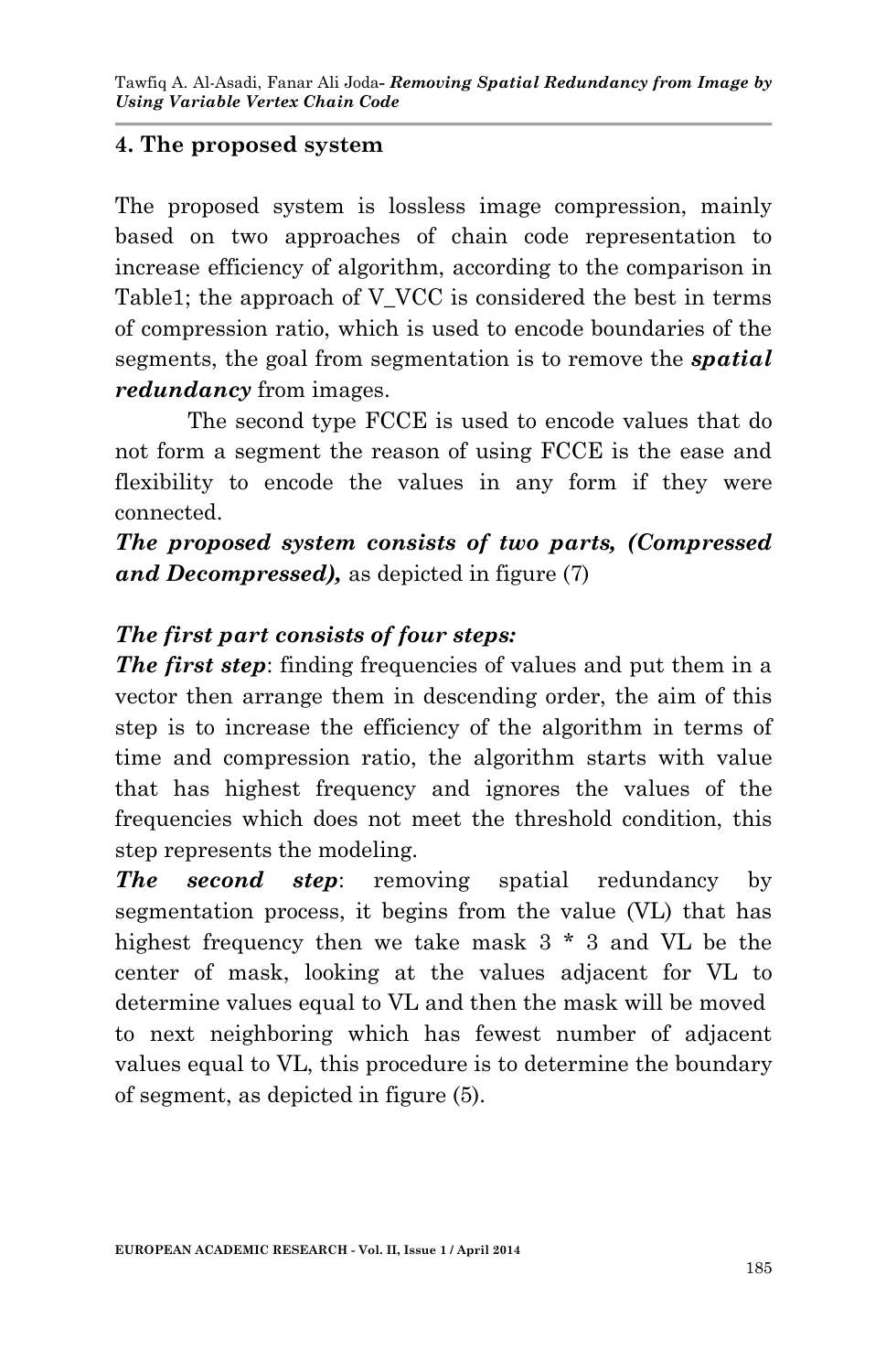## 4. The proposed system

The proposed system is lossless image compression, mainly based on two approaches of chain code representation to increase efficiency of algorithm, according to the comparison in Table1; the approach of V_VCC is considered the best in terms of compression ratio, which is used to encode boundaries of the segments, the goal from segmentation is to remove the ***spatial redundancy*** from images.

The second type FCCE is used to encode values that do not form a segment the reason of using FCCE is the ease and flexibility to encode the values in any form if they were connected.

***The proposed system consists of two parts, (Compressed and Decompressed),*** as depicted in figure (7)

***The first part consists of four steps:***

***The first step***: finding frequencies of values and put them in a vector then arrange them in descending order, the aim of this step is to increase the efficiency of the algorithm in terms of time and compression ratio, the algorithm starts with value that has highest frequency and ignores the values of the frequencies which does not meet the threshold condition, this step represents the modeling.

***The second step***: removing spatial redundancy by segmentation process, it begins from the value (VL) that has highest frequency then we take mask 3 * 3 and VL be the center of mask, looking at the values adjacent for VL to determine values equal to VL and then the mask will be moved to next neighboring which has fewest number of adjacent values equal to VL, this procedure is to determine the boundary of segment, as depicted in figure (5).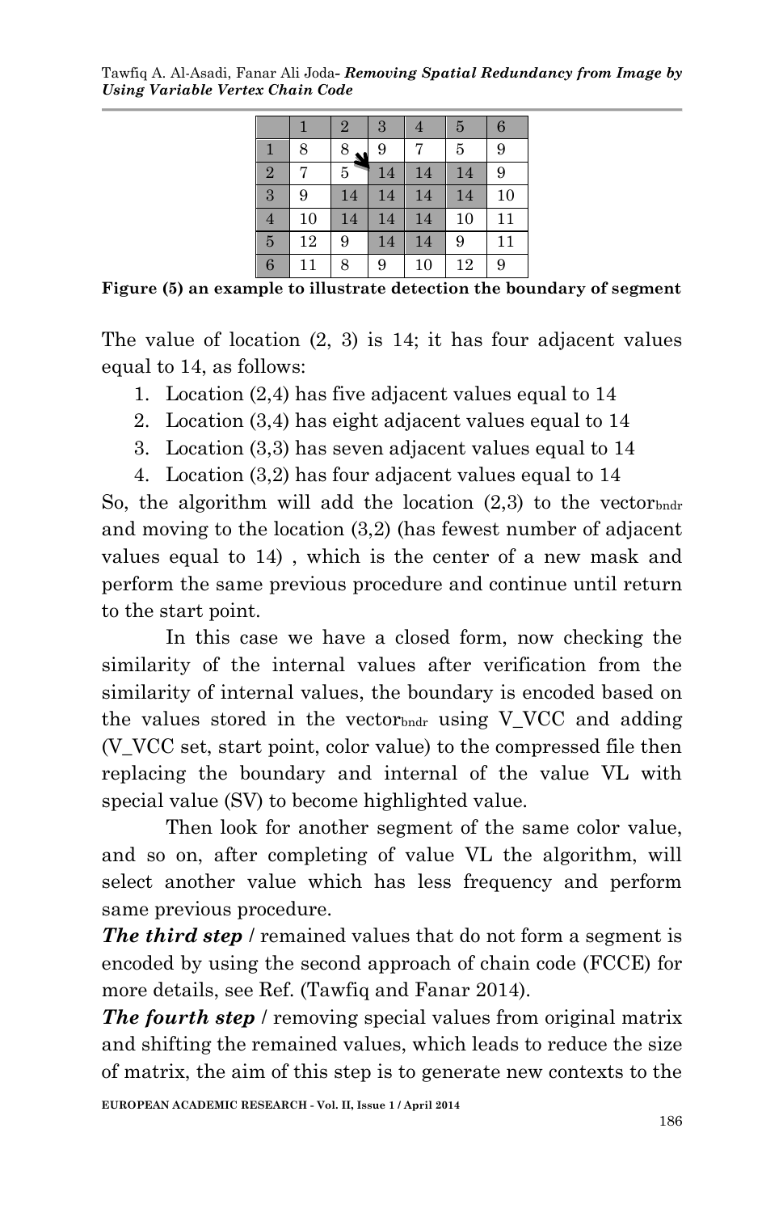|   | 1 | 2 | 3 | 4 | 5 | 6 |
|---|---|---|---|---|---|---|
| 1 | 8 | 8 | 9 | 7 | 5 | 9 |
| 2 | 7 | 5 | 14 | 14 | 14 | 9 |
| 3 | 9 | 14 | 14 | 14 | 14 | 10 |
| 4 | 10 | 14 | 14 | 14 | 10 | 11 |
| 5 | 12 | 9 | 14 | 14 | 9 | 11 |
| 6 | 11 | 8 | 9 | 10 | 12 | 9 |

**Figure (5) an example to illustrate detection the boundary of segment**

The value of location (2, 3) is 14; it has four adjacent values equal to 14, as follows:

1. Location (2,4) has five adjacent values equal to 14
2. Location (3,4) has eight adjacent values equal to 14
3. Location (3,3) has seven adjacent values equal to 14
4. Location (3,2) has four adjacent values equal to 14

So, the algorithm will add the location (2,3) to the $vector_{bndr}$ and moving to the location (3,2) (has fewest number of adjacent values equal to 14) , which is the center of a new mask and perform the same previous procedure and continue until return to the start point.

In this case we have a closed form, now checking the similarity of the internal values after verification from the similarity of internal values, the boundary is encoded based on the values stored in the $vector_{bndr}$ using V_VCC and adding (V_VCC set, start point, color value) to the compressed file then replacing the boundary and internal of the value VL with special value (SV) to become highlighted value.

Then look for another segment of the same color value, and so on, after completing of value VL the algorithm, will select another value which has less frequency and perform same previous procedure.

***The third step*** / remained values that do not form a segment is encoded by using the second approach of chain code (FCCE) for more details, see Ref. (Tawfiq and Fanar 2014).

***The fourth step*** / removing special values from original matrix and shifting the remained values, which leads to reduce the size of matrix, the aim of this step is to generate new contexts to the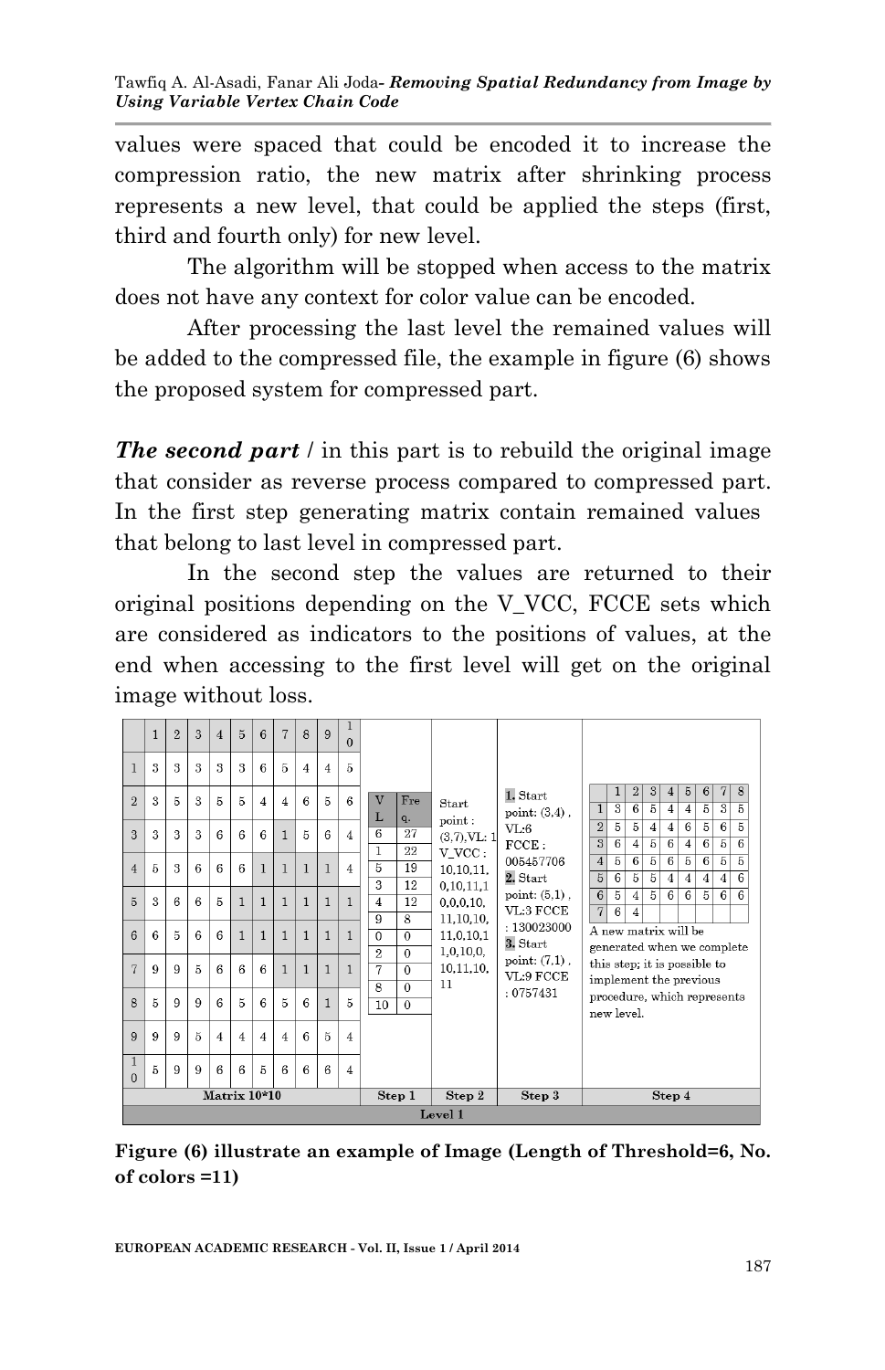values were spaced that could be encoded it to increase the compression ratio, the new matrix after shrinking process represents a new level, that could be applied the steps (first, third and fourth only) for new level.

The algorithm will be stopped when access to the matrix does not have any context for color value can be encoded.

After processing the last level the remained values will be added to the compressed file, the example in figure (6) shows the proposed system for compressed part.

***The second part*** / in this part is to rebuild the original image that consider as reverse process compared to compressed part. In the first step generating matrix contain remained values that belong to last level in compressed part.

In the second step the values are returned to their original positions depending on the V_VCC, FCCE sets which are considered as indicators to the positions of values, at the end when accessing to the first level will get on the original image without loss.

**Level 1**

**Matrix 10*10**

| | 1 | 2 | 3 | 4 | 5 | 6 | 7 | 8 | 9 | 10 |
|---|---|---|---|---|---|---|---|---|---|---|
| 1 | 3 | 3 | 3 | 3 | 3 | 6 | 5 | 4 | 4 | 5 |
| 2 | 3 | 5 | 3 | 5 | 5 | 4 | 4 | 6 | 5 | 6 |
| 3 | 3 | 3 | 3 | 6 | 6 | 6 | 1 | 5 | 6 | 4 |
| 4 | 5 | 3 | 6 | 6 | 6 | 1 | 1 | 1 | 1 | 4 |
| 5 | 3 | 6 | 6 | 5 | 1 | 1 | 1 | 1 | 1 | 1 |
| 6 | 6 | 5 | 6 | 6 | 1 | 1 | 1 | 1 | 1 | 1 |
| 7 | 9 | 9 | 5 | 6 | 6 | 6 | 1 | 1 | 1 | 1 |
| 8 | 5 | 9 | 9 | 6 | 5 | 6 | 5 | 6 | 1 | 5 |
| 9 | 9 | 9 | 5 | 4 | 4 | 4 | 4 | 6 | 5 | 4 |
| 10 | 5 | 9 | 9 | 6 | 6 | 5 | 6 | 6 | 6 | 4 |

**Step 1**

| VL | Freq. |
|---|---|
| 6 | 27 |
| 1 | 22 |
| 5 | 19 |
| 3 | 12 |
| 4 | 12 |
| 9 | 8 |
| 0 | 0 |
| 2 | 0 |
| 7 | 0 |
| 8 | 0 |
| 10 | 0 |

**Step 2**

Start point : (3,7),VL: 1 V_VCC : 10,10,11,0,10,11,10,0,0,10,11,10,10,11,0,10,11,0,10,0,10,11,10,11

**Step 3**

1. Start point: (3,4) , VL:6 FCCE : 005457706
2. Start point: (5,1) , VL:3 FCCE : 130023000
3. Start point: (7,1) , VL:9 FCCE : 0757431

**Step 4**

| | 1 | 2 | 3 | 4 | 5 | 6 | 7 | 8 |
|---|---|---|---|---|---|---|---|---|
| 1 | 3 | 6 | 5 | 4 | 4 | 5 | 3 | 5 |
| 2 | 5 | 5 | 4 | 4 | 6 | 5 | 6 | 5 |
| 3 | 6 | 4 | 5 | 6 | 4 | 6 | 5 | 6 |
| 4 | 5 | 6 | 5 | 6 | 5 | 6 | 5 | 5 |
| 5 | 6 | 5 | 5 | 4 | 4 | 4 | 4 | 6 |
| 6 | 5 | 4 | 5 | 6 | 6 | 5 | 6 | 6 |
| 7 | 6 | 4 | | | | | | |

A new matrix will be generated when we complete this step; it is possible to implement the previous procedure, which represents new level.

**Figure (6) illustrate an example of Image (Length of Threshold=6, No. of colors =11)**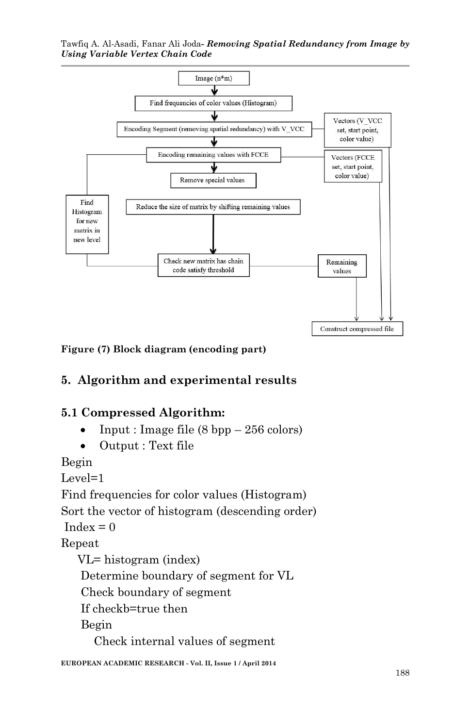Figure (7) Block diagram (encoding part)

## 5. Algorithm and experimental results

### 5.1 Compressed Algorithm:

- Input : Image file (8 bpp – 256 colors)
- Output : Text file

```
Begin
Level=1
Find frequencies for color values (Histogram)
Sort the vector of histogram (descending order)
 Index = 0
Repeat
    VL= histogram (index)
     Determine boundary of segment for VL
     Check boundary of segment
     If checkb=true then
     Begin
        Check internal values of segment
```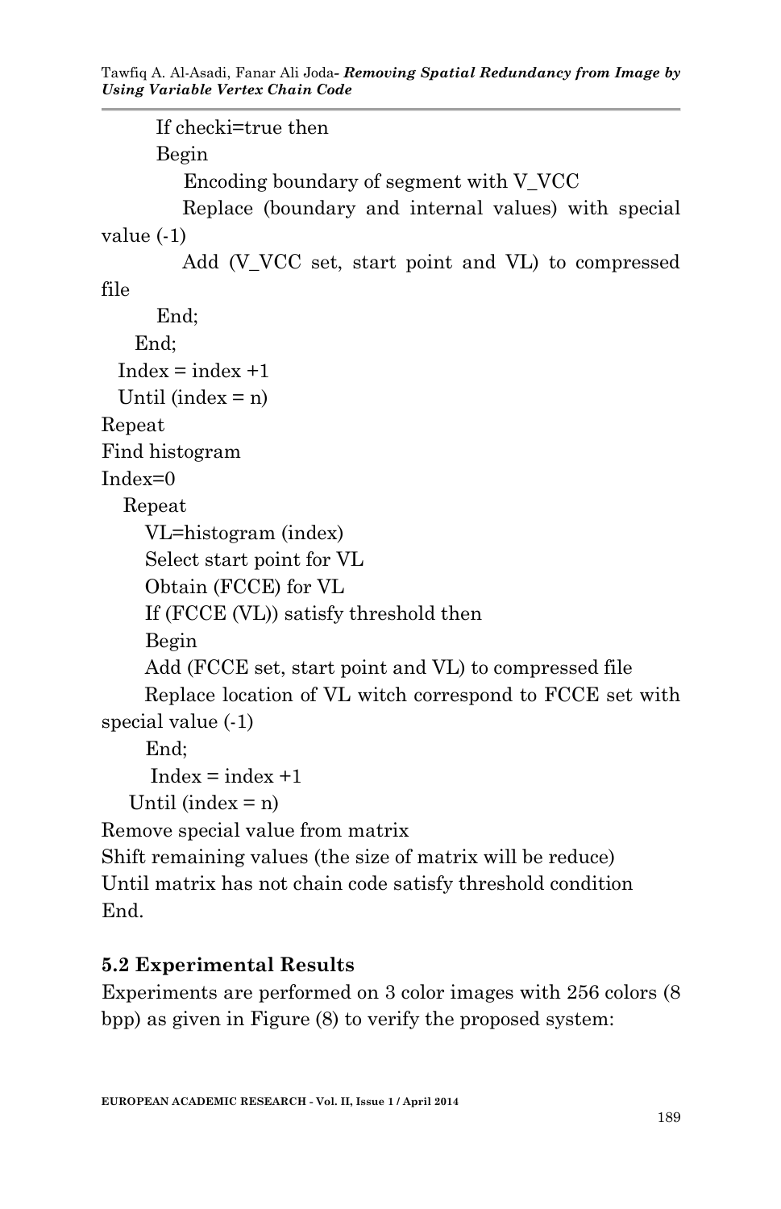```
        If checki=true then
        Begin
            Encoding boundary of segment with V_VCC
            Replace (boundary and internal values) with special value (-1)
            Add (V_VCC set, start point and VL) to compressed file
        End;
     End;
   Index = index +1
   Until (index = n)
Repeat
Find histogram
Index=0
   Repeat
      VL=histogram (index)
      Select start point for VL
      Obtain (FCCE) for VL
      If (FCCE (VL)) satisfy threshold then
      Begin
      Add (FCCE set, start point and VL) to compressed file
      Replace location of VL witch correspond to FCCE set with special value (-1)
      End;
       Index = index +1
    Until (index = n)
Remove special value from matrix
Shift remaining values (the size of matrix will be reduce)
Until matrix has not chain code satisfy threshold condition
End.
```

### 5.2 Experimental Results

Experiments are performed on 3 color images with 256 colors (8 bpp) as given in Figure (8) to verify the proposed system: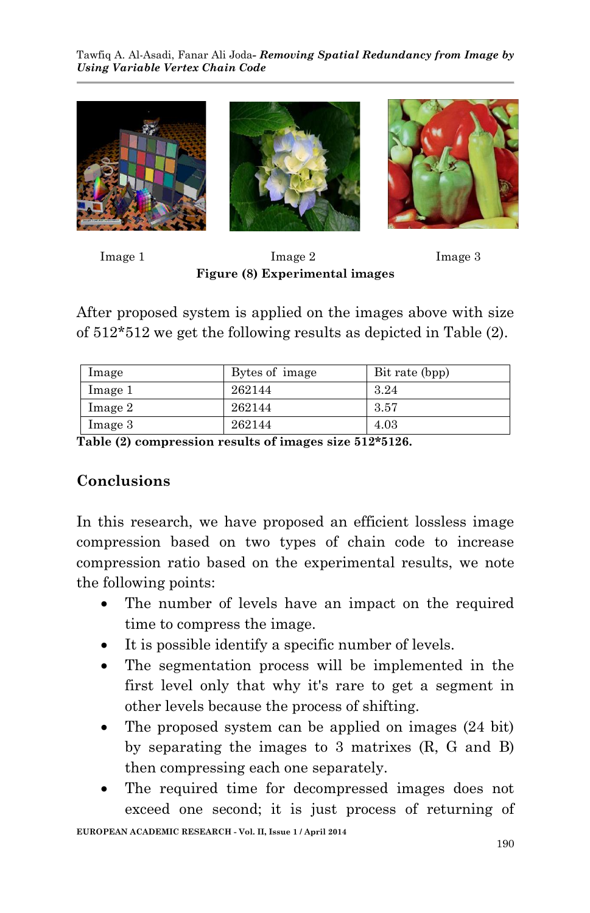Image 1 Image 2 Image 3

**Figure (8) Experimental images**

After proposed system is applied on the images above with size of 512*512 we get the following results as depicted in Table (2).

| Image | Bytes of image | Bit rate (bpp) |
|---|---|---|
| Image 1 | 262144 | 3.24 |
| Image 2 | 262144 | 3.57 |
| Image 3 | 262144 | 4.03 |

**Table (2) compression results of images size 512*5126.**

## Conclusions

In this research, we have proposed an efficient lossless image compression based on two types of chain code to increase compression ratio based on the experimental results, we note the following points:

- The number of levels have an impact on the required time to compress the image.
- It is possible identify a specific number of levels.
- The segmentation process will be implemented in the first level only that why it's rare to get a segment in other levels because the process of shifting.
- The proposed system can be applied on images (24 bit) by separating the images to 3 matrixes (R, G and B) then compressing each one separately.
- The required time for decompressed images does not exceed one second; it is just process of returning of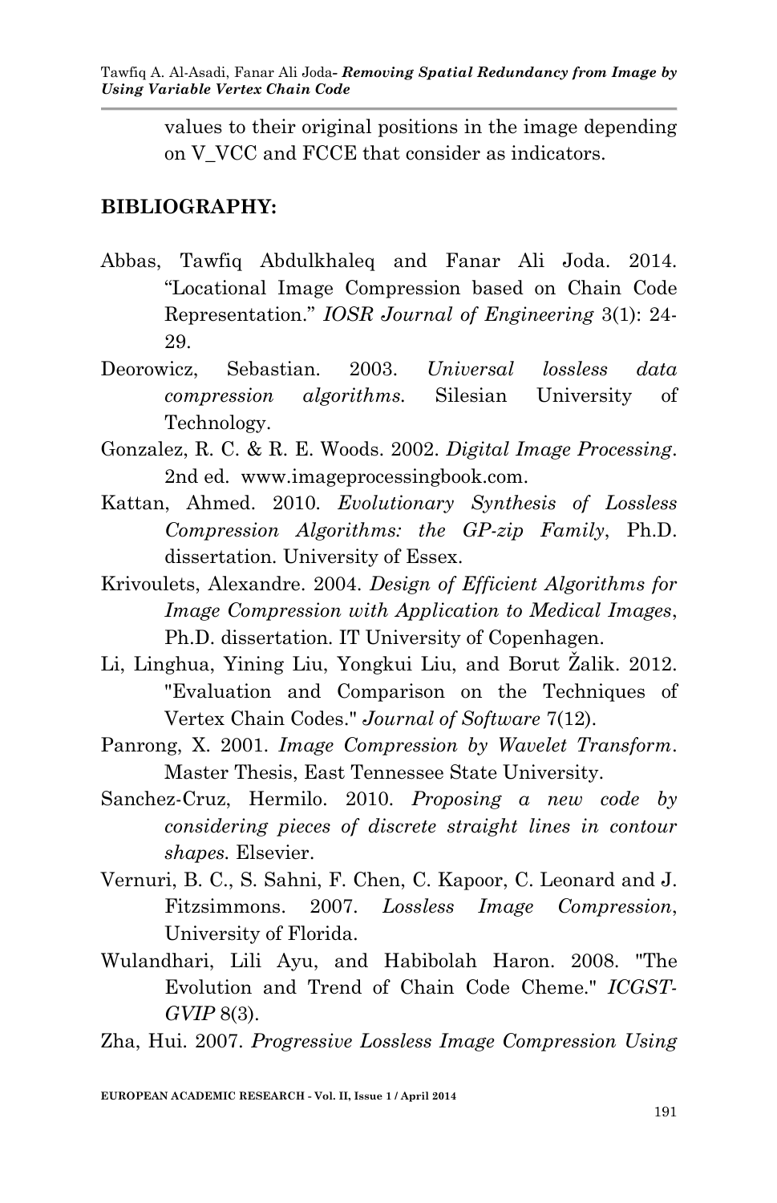values to their original positions in the image depending on V_VCC and FCCE that consider as indicators.

**BIBLIOGRAPHY:**

Abbas, Tawfiq Abdulkhaleq and Fanar Ali Joda. 2014. "Locational Image Compression based on Chain Code Representation." *IOSR Journal of Engineering* 3(1): 24-29.

Deorowicz, Sebastian. 2003. *Universal lossless data compression algorithms.* Silesian University of Technology.

Gonzalez, R. C. & R. E. Woods. 2002. *Digital Image Processing*. 2nd ed. www.imageprocessingbook.com.

Kattan, Ahmed. 2010. *Evolutionary Synthesis of Lossless Compression Algorithms: the GP-zip Family*, Ph.D. dissertation. University of Essex.

Krivoulets, Alexandre. 2004. *Design of Efficient Algorithms for Image Compression with Application to Medical Images*, Ph.D. dissertation. IT University of Copenhagen.

Li, Linghua, Yining Liu, Yongkui Liu, and Borut Žalik. 2012. "Evaluation and Comparison on the Techniques of Vertex Chain Codes." *Journal of Software* 7(12).

Panrong, X. 2001. *Image Compression by Wavelet Transform*. Master Thesis, East Tennessee State University.

Sanchez-Cruz, Hermilo. 2010. *Proposing a new code by considering pieces of discrete straight lines in contour shapes.* Elsevier.

Vernuri, B. C., S. Sahni, F. Chen, C. Kapoor, C. Leonard and J. Fitzsimmons. 2007. *Lossless Image Compression*, University of Florida.

Wulandhari, Lili Ayu, and Habibolah Haron. 2008. "The Evolution and Trend of Chain Code Cheme." *ICGST-GVIP* 8(3).

Zha, Hui. 2007. *Progressive Lossless Image Compression Using*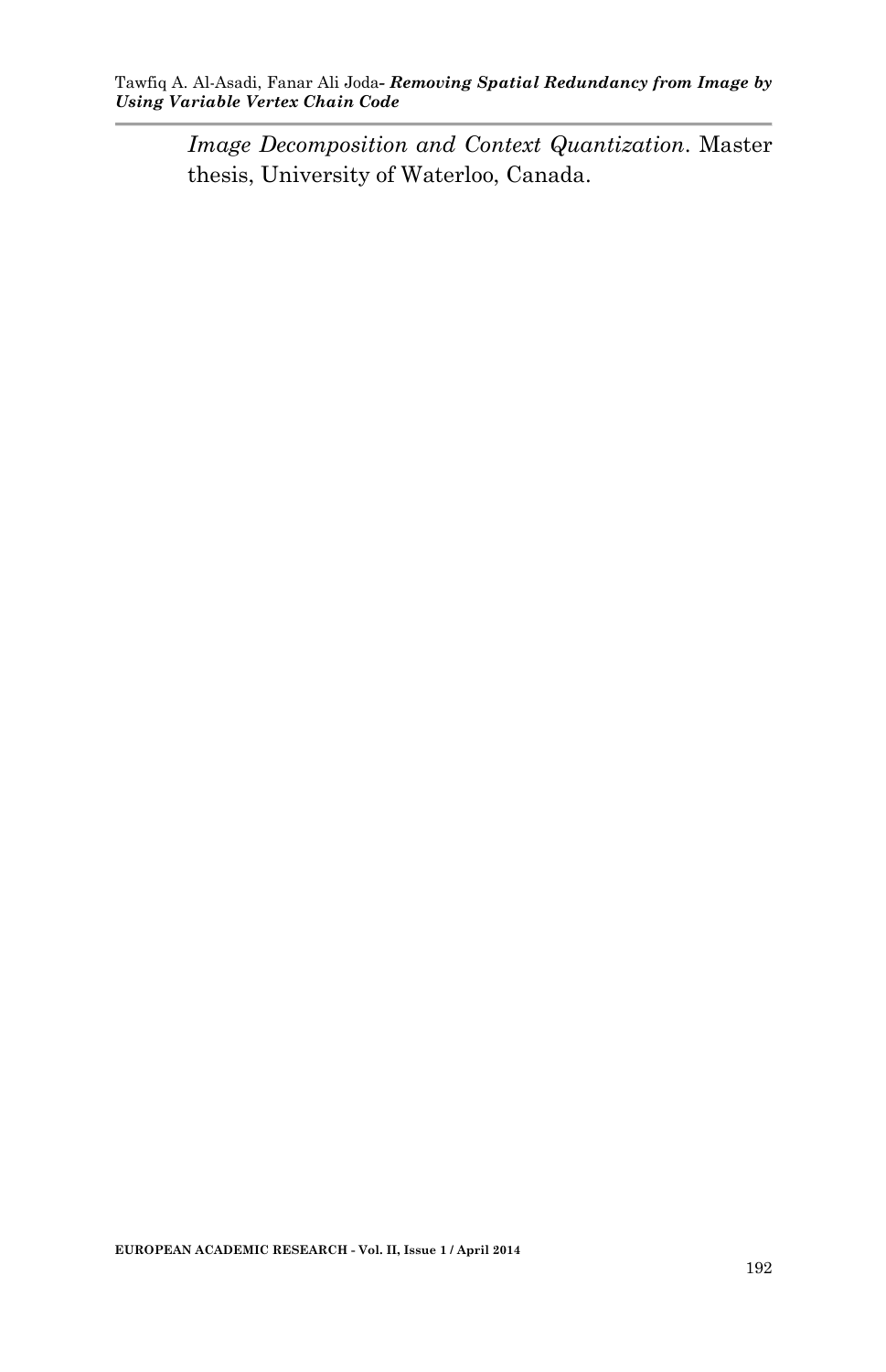*Image Decomposition and Context Quantization*. Master thesis, University of Waterloo, Canada.